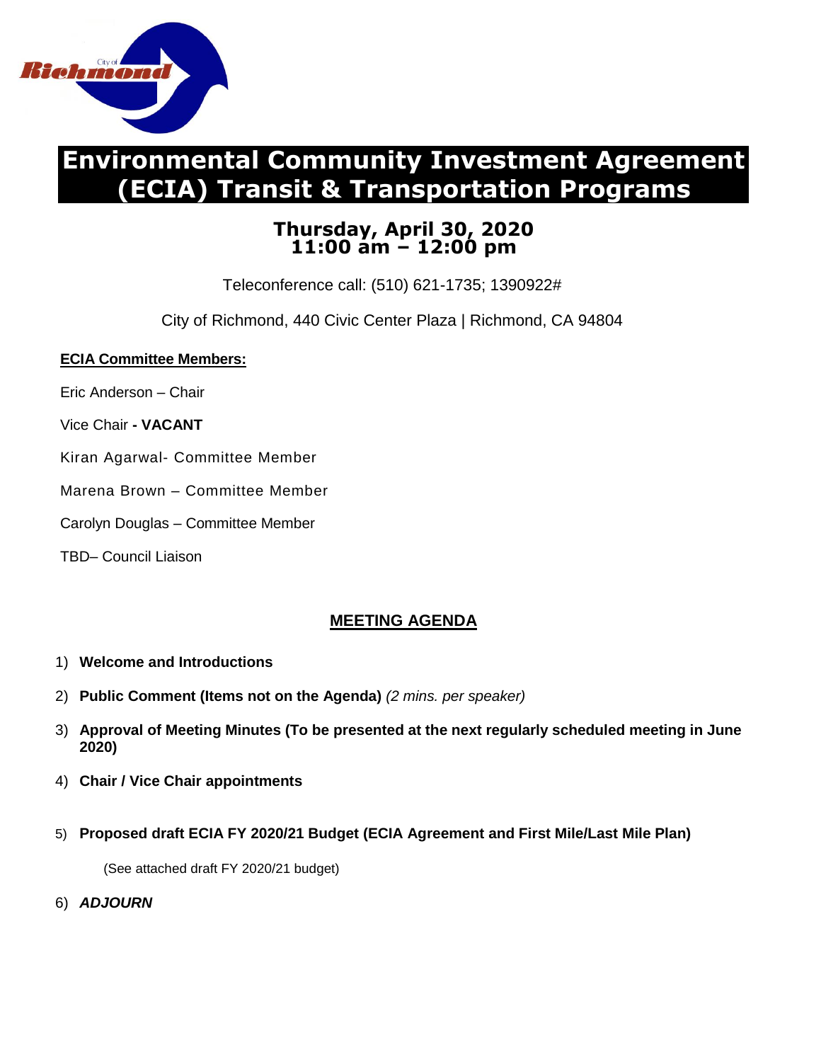# Environmental Community Investment Agreement (ECIA) Transit & Transportation Programs

## Thursday, April 30, 2020
## 11:00 am – 12:00 pm

Teleconference call: (510) 621-1735; 1390922#

City of Richmond, 440 Civic Center Plaza | Richmond, CA 94804

**ECIA Committee Members:**

Eric Anderson – Chair

Vice Chair **- VACANT**

Kiran Agarwal- Committee Member

Marena Brown – Committee Member

Carolyn Douglas – Committee Member

TBD– Council Liaison

## MEETING AGENDA

1) **Welcome and Introductions**
2) **Public Comment (Items not on the Agenda)** *(2 mins. per speaker)*
3) **Approval of Meeting Minutes (To be presented at the next regularly scheduled meeting in June 2020)**
4) **Chair / Vice Chair appointments**
5) **Proposed draft ECIA FY 2020/21 Budget (ECIA Agreement and First Mile/Last Mile Plan)**

   (See attached draft FY 2020/21 budget)

6) ***ADJOURN***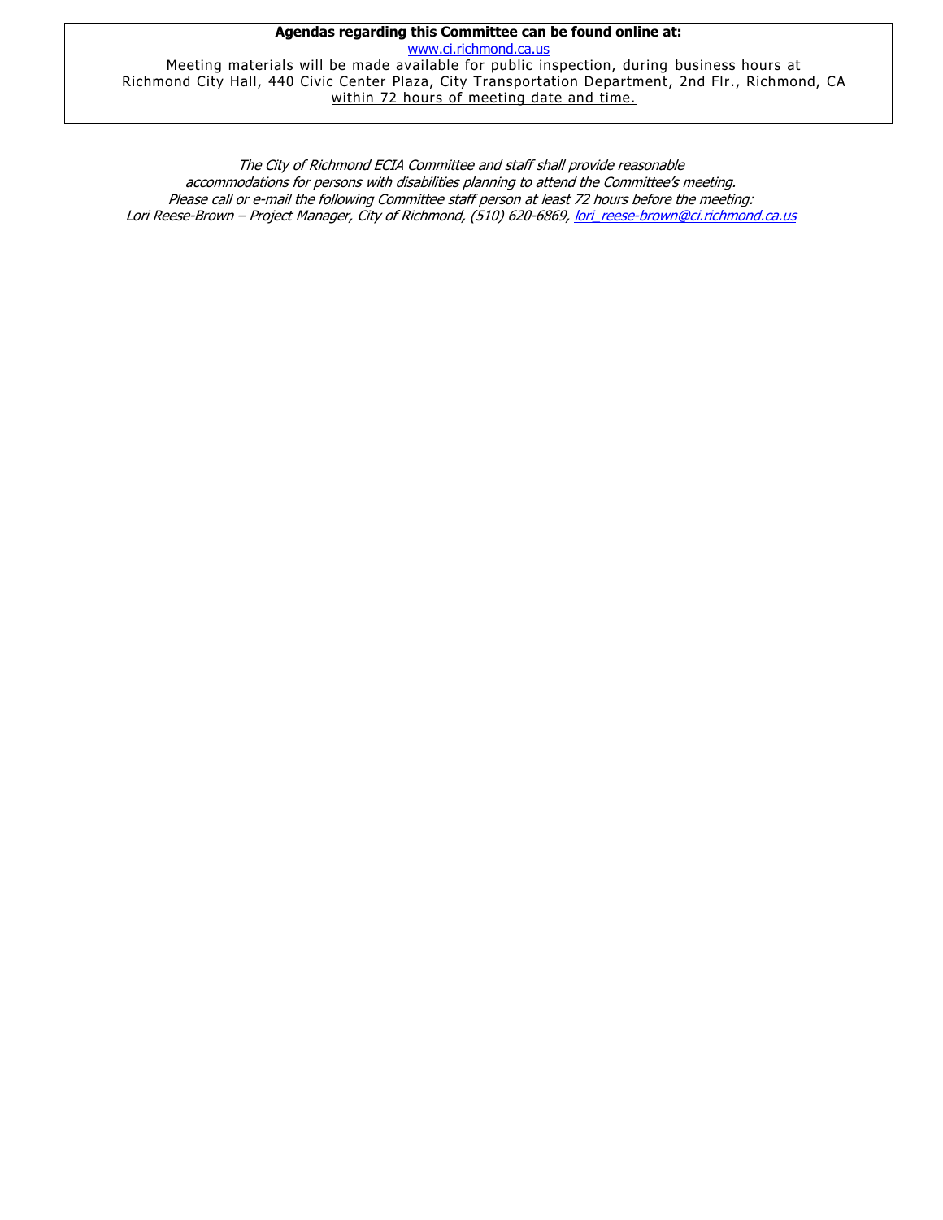**Agendas regarding this Committee can be found online at:**

[www.ci.richmond.ca.us](http://www.ci.richmond.ca.us)

Meeting materials will be made available for public inspection, during business hours at Richmond City Hall, 440 Civic Center Plaza, City Transportation Department, 2nd Flr., Richmond, CA within 72 hours of meeting date and time.

*The City of Richmond ECIA Committee and staff shall provide reasonable accommodations for persons with disabilities planning to attend the Committee's meeting. Please call or e-mail the following Committee staff person at least 72 hours before the meeting: Lori Reese-Brown – Project Manager, City of Richmond, (510) 620-6869, [lori_reese-brown@ci.richmond.ca.us](mailto:lori_reese-brown@ci.richmond.ca.us)*